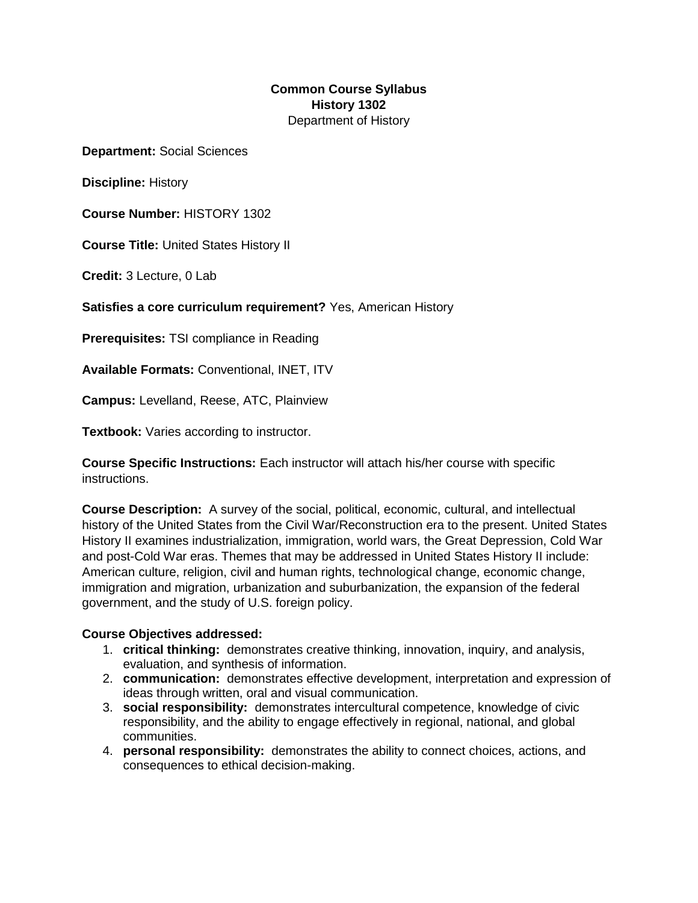**Common Course Syllabus**
**History 1302**
Department of History

**Department:** Social Sciences

**Discipline:** History

**Course Number:** HISTORY 1302

**Course Title:** United States History II

**Credit:** 3 Lecture, 0 Lab

**Satisfies a core curriculum requirement?** Yes, American History

**Prerequisites:** TSI compliance in Reading

**Available Formats:** Conventional, INET, ITV

**Campus:** Levelland, Reese, ATC, Plainview

**Textbook:** Varies according to instructor.

**Course Specific Instructions:** Each instructor will attach his/her course with specific instructions.

**Course Description:** A survey of the social, political, economic, cultural, and intellectual history of the United States from the Civil War/Reconstruction era to the present. United States History II examines industrialization, immigration, world wars, the Great Depression, Cold War and post-Cold War eras. Themes that may be addressed in United States History II include: American culture, religion, civil and human rights, technological change, economic change, immigration and migration, urbanization and suburbanization, the expansion of the federal government, and the study of U.S. foreign policy.

**Course Objectives addressed:**

1. **critical thinking:** demonstrates creative thinking, innovation, inquiry, and analysis, evaluation, and synthesis of information.
2. **communication:** demonstrates effective development, interpretation and expression of ideas through written, oral and visual communication.
3. **social responsibility:** demonstrates intercultural competence, knowledge of civic responsibility, and the ability to engage effectively in regional, national, and global communities.
4. **personal responsibility:** demonstrates the ability to connect choices, actions, and consequences to ethical decision-making.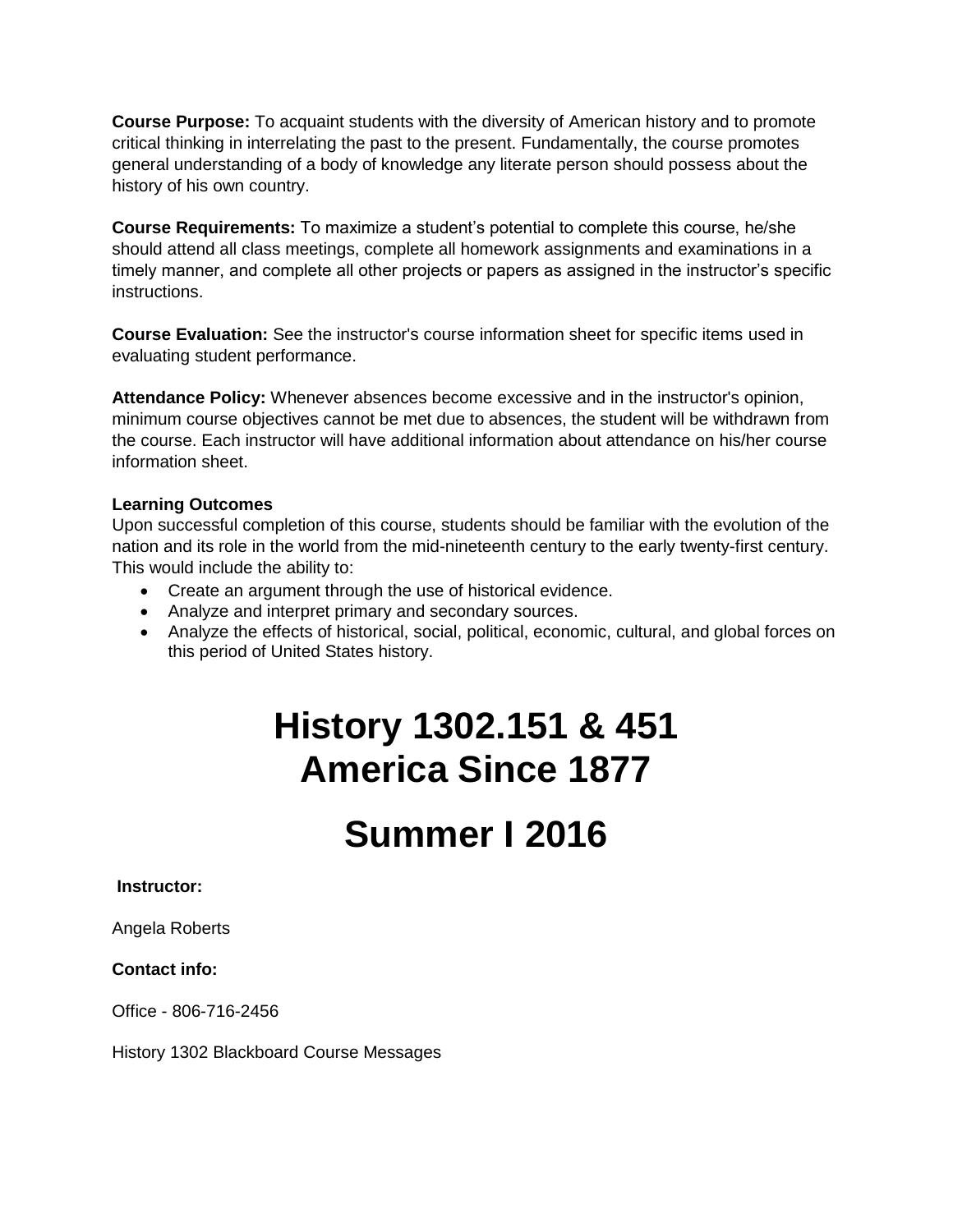**Course Purpose:** To acquaint students with the diversity of American history and to promote critical thinking in interrelating the past to the present. Fundamentally, the course promotes general understanding of a body of knowledge any literate person should possess about the history of his own country.

**Course Requirements:** To maximize a student's potential to complete this course, he/she should attend all class meetings, complete all homework assignments and examinations in a timely manner, and complete all other projects or papers as assigned in the instructor's specific instructions.

**Course Evaluation:** See the instructor's course information sheet for specific items used in evaluating student performance.

**Attendance Policy:** Whenever absences become excessive and in the instructor's opinion, minimum course objectives cannot be met due to absences, the student will be withdrawn from the course. Each instructor will have additional information about attendance on his/her course information sheet.

**Learning Outcomes**

Upon successful completion of this course, students should be familiar with the evolution of the nation and its role in the world from the mid-nineteenth century to the early twenty-first century. This would include the ability to:

- Create an argument through the use of historical evidence.
- Analyze and interpret primary and secondary sources.
- Analyze the effects of historical, social, political, economic, cultural, and global forces on this period of United States history.

# History 1302.151 & 451
# America Since 1877

# Summer I 2016

**Instructor:**

Angela Roberts

**Contact info:**

Office - 806-716-2456

History 1302 Blackboard Course Messages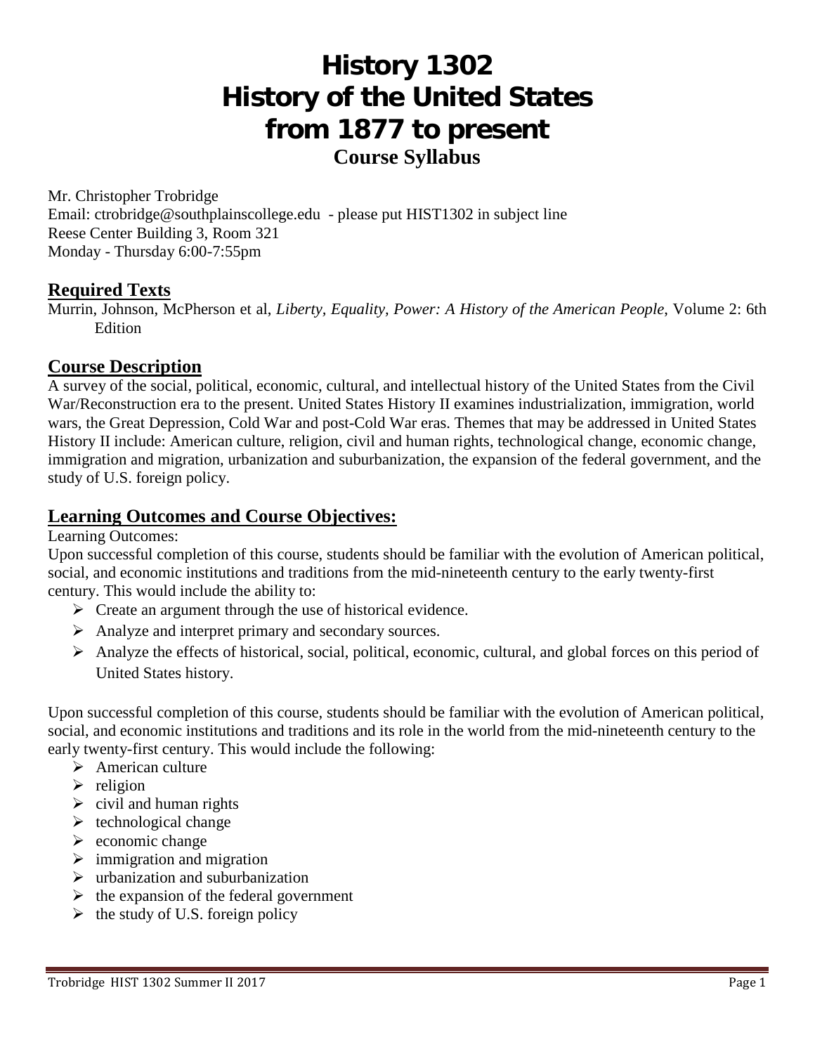# History 1302
# History of the United States from 1877 to present
## Course Syllabus

Mr. Christopher Trobridge
Email: ctrobridge@southplainscollege.edu - please put HIST1302 in subject line
Reese Center Building 3, Room 321
Monday - Thursday 6:00-7:55pm

## Required Texts

Murrin, Johnson, McPherson et al, *Liberty, Equality, Power: A History of the American People*, Volume 2: 6th Edition

## Course Description

A survey of the social, political, economic, cultural, and intellectual history of the United States from the Civil War/Reconstruction era to the present. United States History II examines industrialization, immigration, world wars, the Great Depression, Cold War and post-Cold War eras. Themes that may be addressed in United States History II include: American culture, religion, civil and human rights, technological change, economic change, immigration and migration, urbanization and suburbanization, the expansion of the federal government, and the study of U.S. foreign policy.

## Learning Outcomes and Course Objectives:

Learning Outcomes:

Upon successful completion of this course, students should be familiar with the evolution of American political, social, and economic institutions and traditions from the mid-nineteenth century to the early twenty-first century. This would include the ability to:

- Create an argument through the use of historical evidence.
- Analyze and interpret primary and secondary sources.
- Analyze the effects of historical, social, political, economic, cultural, and global forces on this period of United States history.

Upon successful completion of this course, students should be familiar with the evolution of American political, social, and economic institutions and traditions and its role in the world from the mid-nineteenth century to the early twenty-first century. This would include the following:

- American culture
- religion
- civil and human rights
- technological change
- economic change
- immigration and migration
- urbanization and suburbanization
- the expansion of the federal government
- the study of U.S. foreign policy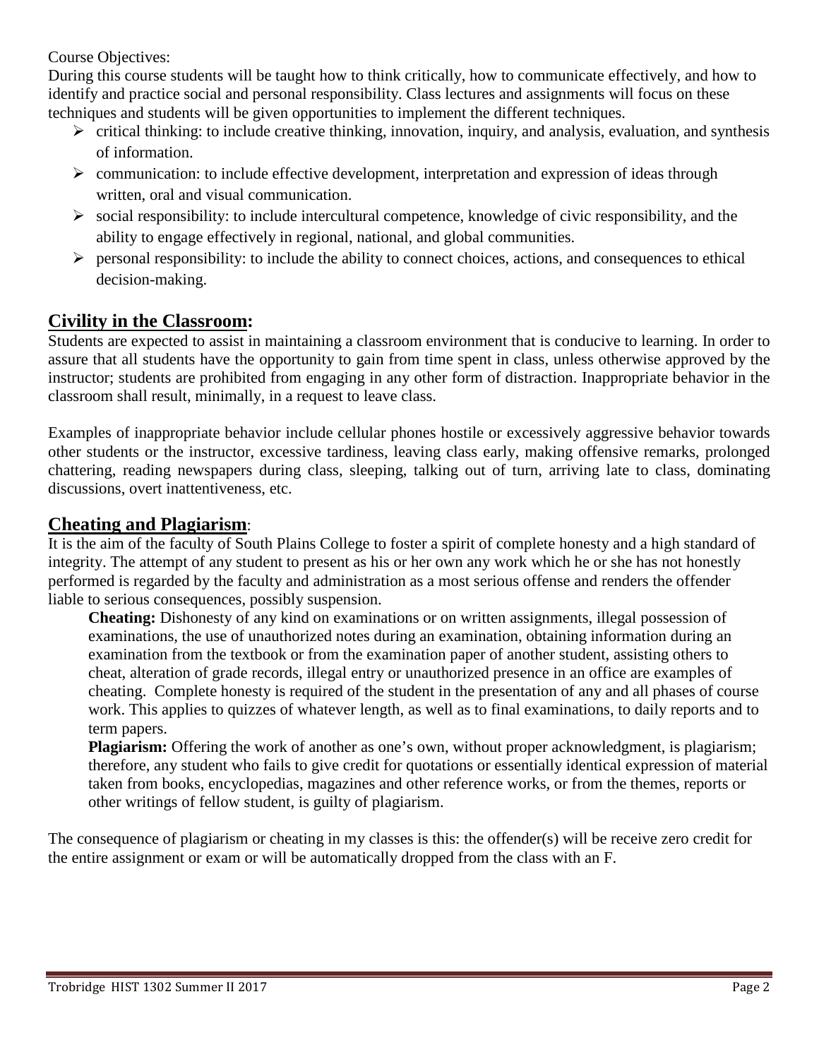Course Objectives:

During this course students will be taught how to think critically, how to communicate effectively, and how to identify and practice social and personal responsibility. Class lectures and assignments will focus on these techniques and students will be given opportunities to implement the different techniques.

- critical thinking: to include creative thinking, innovation, inquiry, and analysis, evaluation, and synthesis of information.
- communication: to include effective development, interpretation and expression of ideas through written, oral and visual communication.
- social responsibility: to include intercultural competence, knowledge of civic responsibility, and the ability to engage effectively in regional, national, and global communities.
- personal responsibility: to include the ability to connect choices, actions, and consequences to ethical decision-making.

## **Civility in the Classroom:**

Students are expected to assist in maintaining a classroom environment that is conducive to learning. In order to assure that all students have the opportunity to gain from time spent in class, unless otherwise approved by the instructor; students are prohibited from engaging in any other form of distraction. Inappropriate behavior in the classroom shall result, minimally, in a request to leave class.

Examples of inappropriate behavior include cellular phones hostile or excessively aggressive behavior towards other students or the instructor, excessive tardiness, leaving class early, making offensive remarks, prolonged chattering, reading newspapers during class, sleeping, talking out of turn, arriving late to class, dominating discussions, overt inattentiveness, etc.

## **Cheating and Plagiarism**:

It is the aim of the faculty of South Plains College to foster a spirit of complete honesty and a high standard of integrity. The attempt of any student to present as his or her own any work which he or she has not honestly performed is regarded by the faculty and administration as a most serious offense and renders the offender liable to serious consequences, possibly suspension.

**Cheating:** Dishonesty of any kind on examinations or on written assignments, illegal possession of examinations, the use of unauthorized notes during an examination, obtaining information during an examination from the textbook or from the examination paper of another student, assisting others to cheat, alteration of grade records, illegal entry or unauthorized presence in an office are examples of cheating. Complete honesty is required of the student in the presentation of any and all phases of course work. This applies to quizzes of whatever length, as well as to final examinations, to daily reports and to term papers.

**Plagiarism:** Offering the work of another as one's own, without proper acknowledgment, is plagiarism; therefore, any student who fails to give credit for quotations or essentially identical expression of material taken from books, encyclopedias, magazines and other reference works, or from the themes, reports or other writings of fellow student, is guilty of plagiarism.

The consequence of plagiarism or cheating in my classes is this: the offender(s) will be receive zero credit for the entire assignment or exam or will be automatically dropped from the class with an F.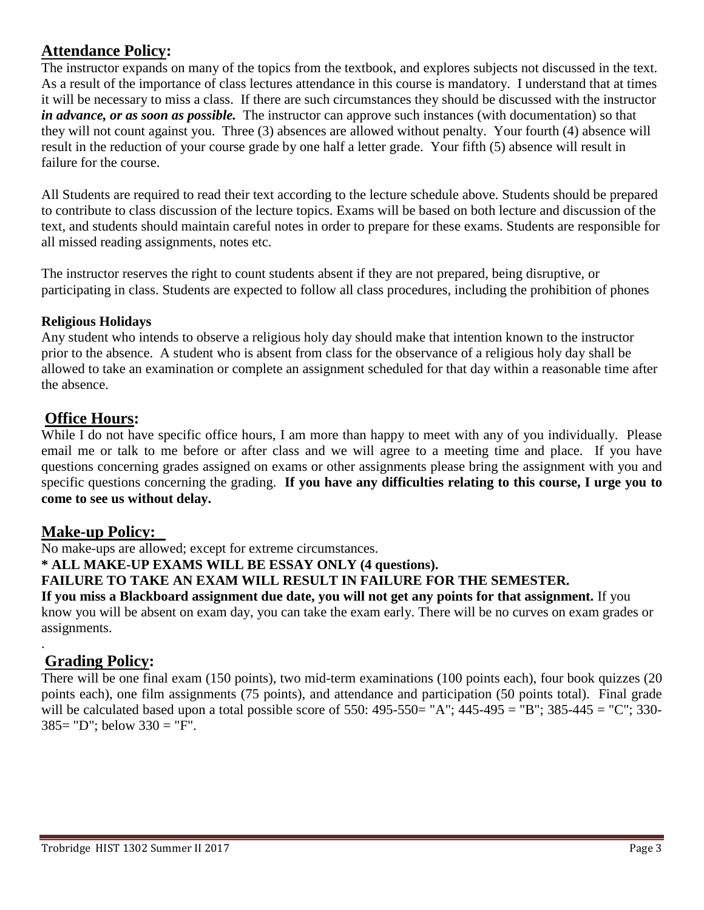## **Attendance Policy:**

The instructor expands on many of the topics from the textbook, and explores subjects not discussed in the text. As a result of the importance of class lectures attendance in this course is mandatory. I understand that at times it will be necessary to miss a class. If there are such circumstances they should be discussed with the instructor ***in advance, or as soon as possible.*** The instructor can approve such instances (with documentation) so that they will not count against you. Three (3) absences are allowed without penalty. Your fourth (4) absence will result in the reduction of your course grade by one half a letter grade. Your fifth (5) absence will result in failure for the course.

All Students are required to read their text according to the lecture schedule above. Students should be prepared to contribute to class discussion of the lecture topics. Exams will be based on both lecture and discussion of the text, and students should maintain careful notes in order to prepare for these exams. Students are responsible for all missed reading assignments, notes etc.

The instructor reserves the right to count students absent if they are not prepared, being disruptive, or participating in class. Students are expected to follow all class procedures, including the prohibition of phones

**Religious Holidays**

Any student who intends to observe a religious holy day should make that intention known to the instructor prior to the absence. A student who is absent from class for the observance of a religious holy day shall be allowed to take an examination or complete an assignment scheduled for that day within a reasonable time after the absence.

## **Office Hours:**

While I do not have specific office hours, I am more than happy to meet with any of you individually. Please email me or talk to me before or after class and we will agree to a meeting time and place. If you have questions concerning grades assigned on exams or other assignments please bring the assignment with you and specific questions concerning the grading. **If you have any difficulties relating to this course, I urge you to come to see us without delay.**

## **Make-up Policy:**

No make-ups are allowed; except for extreme circumstances.

**\* ALL MAKE-UP EXAMS WILL BE ESSAY ONLY (4 questions).**

**FAILURE TO TAKE AN EXAM WILL RESULT IN FAILURE FOR THE SEMESTER.**

**If you miss a Blackboard assignment due date, you will not get any points for that assignment.** If you know you will be absent on exam day, you can take the exam early. There will be no curves on exam grades or assignments.

.

## **Grading Policy:**

There will be one final exam (150 points), two mid-term examinations (100 points each), four book quizzes (20 points each), one film assignments (75 points), and attendance and participation (50 points total). Final grade will be calculated based upon a total possible score of 550: 495-550= "A"; 445-495 = "B"; 385-445 = "C"; 330-385= "D"; below 330 = "F".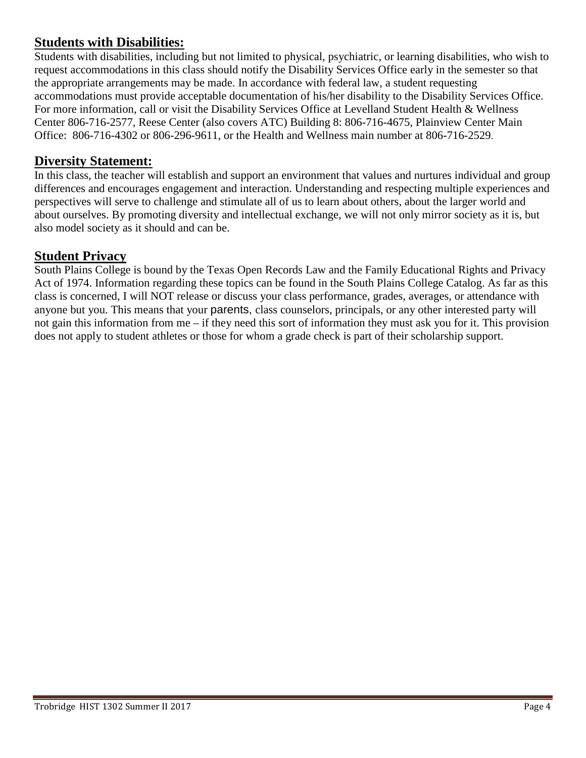## Students with Disabilities:

Students with disabilities, including but not limited to physical, psychiatric, or learning disabilities, who wish to request accommodations in this class should notify the Disability Services Office early in the semester so that the appropriate arrangements may be made. In accordance with federal law, a student requesting accommodations must provide acceptable documentation of his/her disability to the Disability Services Office. For more information, call or visit the Disability Services Office at Levelland Student Health & Wellness Center 806-716-2577, Reese Center (also covers ATC) Building 8: 806-716-4675, Plainview Center Main Office: 806-716-4302 or 806-296-9611, or the Health and Wellness main number at 806-716-2529.

## Diversity Statement:

In this class, the teacher will establish and support an environment that values and nurtures individual and group differences and encourages engagement and interaction. Understanding and respecting multiple experiences and perspectives will serve to challenge and stimulate all of us to learn about others, about the larger world and about ourselves. By promoting diversity and intellectual exchange, we will not only mirror society as it is, but also model society as it should and can be.

## Student Privacy

South Plains College is bound by the Texas Open Records Law and the Family Educational Rights and Privacy Act of 1974. Information regarding these topics can be found in the South Plains College Catalog. As far as this class is concerned, I will NOT release or discuss your class performance, grades, averages, or attendance with anyone but you. This means that your parents, class counselors, principals, or any other interested party will not gain this information from me – if they need this sort of information they must ask you for it. This provision does not apply to student athletes or those for whom a grade check is part of their scholarship support.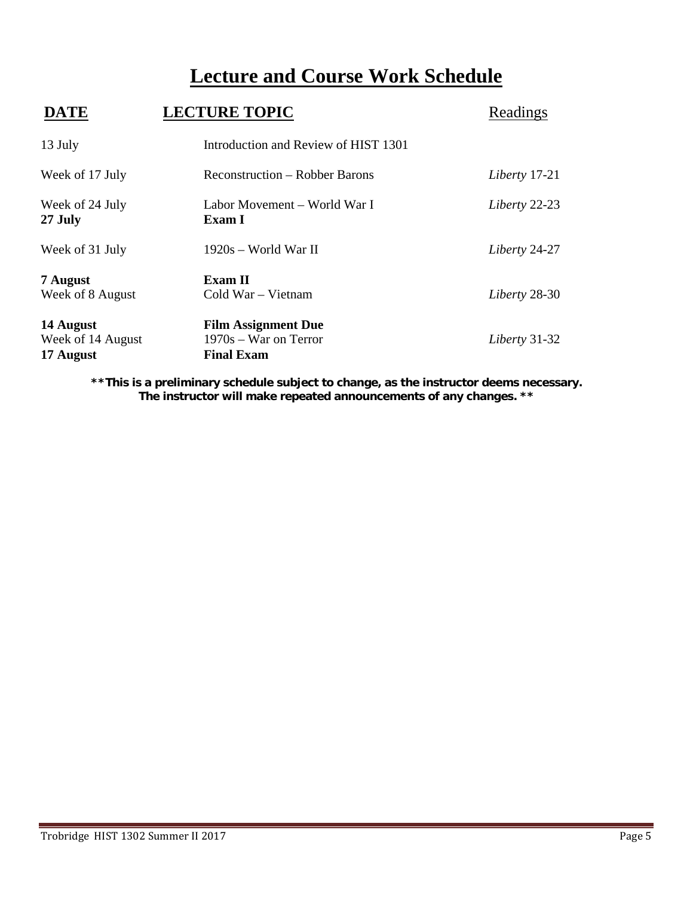# Lecture and Course Work Schedule

| DATE | LECTURE TOPIC | Readings |
| --- | --- | --- |
| 13 July | Introduction and Review of HIST 1301 | |
| Week of 17 July | Reconstruction – Robber Barons | *Liberty* 17-21 |
| Week of 24 July | Labor Movement – World War I | *Liberty* 22-23 |
| **27 July** | **Exam I** | |
| Week of 31 July | 1920s – World War II | *Liberty* 24-27 |
| **7 August** | **Exam II** | |
| Week of 8 August | Cold War – Vietnam | *Liberty* 28-30 |
| **14 August** | **Film Assignment Due** | |
| Week of 14 August | 1970s – War on Terror | *Liberty* 31-32 |
| **17 August** | **Final Exam** | |

**\*\*This is a preliminary schedule subject to change, as the instructor deems necessary. The instructor will make repeated announcements of any changes. \*\***